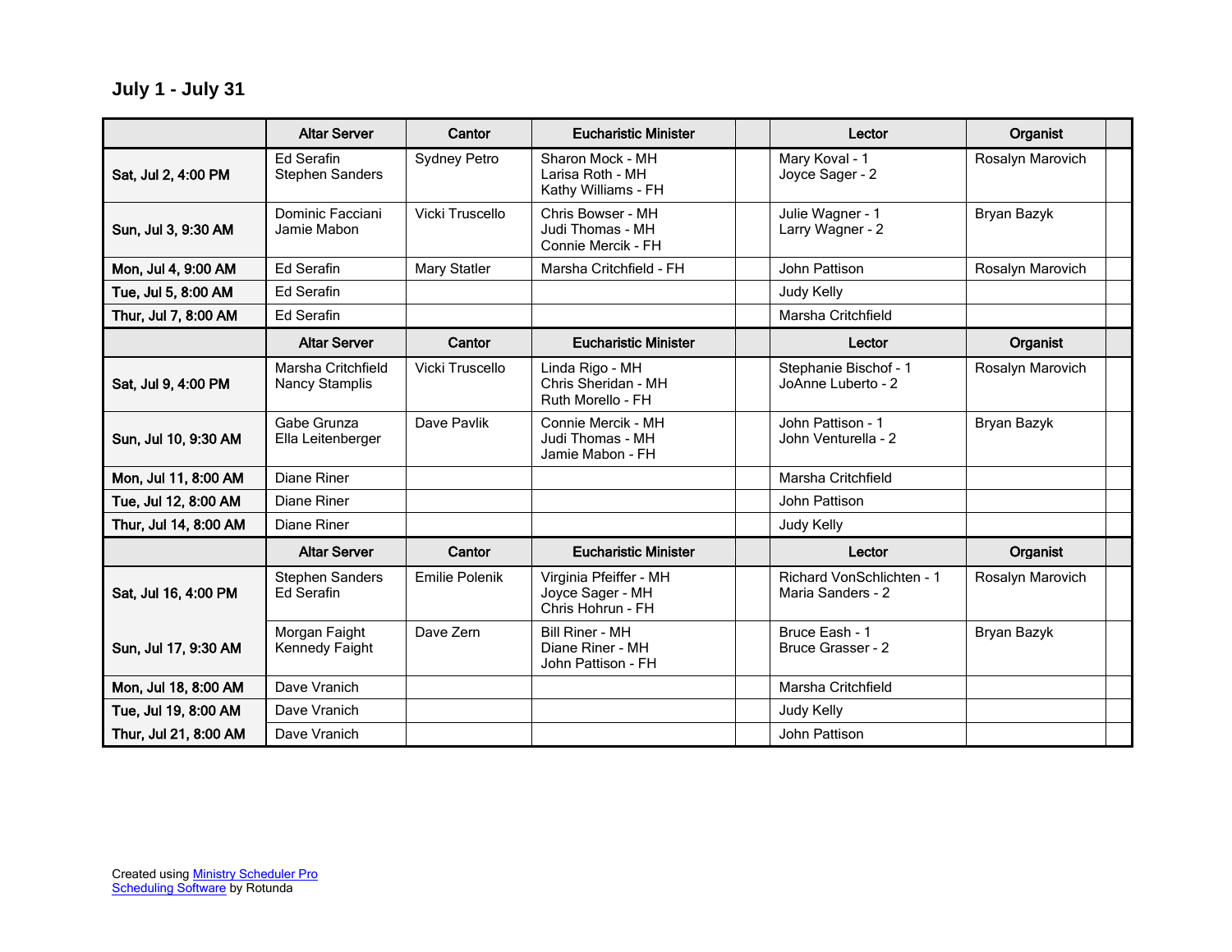## July 1 - July 31

| | Altar Server | Cantor | Eucharistic Minister | | Lector | Organist | |
|---|---|---|---|---|---|---|---|
| Sat, Jul 2, 4:00 PM | Ed Serafin<br>Stephen Sanders | Sydney Petro | Sharon Mock - MH<br>Larisa Roth - MH<br>Kathy Williams - FH | | Mary Koval - 1<br>Joyce Sager - 2 | Rosalyn Marovich | |
| Sun, Jul 3, 9:30 AM | Dominic Facciani<br>Jamie Mabon | Vicki Truscello | Chris Bowser - MH<br>Judi Thomas - MH<br>Connie Mercik - FH | | Julie Wagner - 1<br>Larry Wagner - 2 | Bryan Bazyk | |
| Mon, Jul 4, 9:00 AM | Ed Serafin | Mary Statler | Marsha Critchfield - FH | | John Pattison | Rosalyn Marovich | |
| Tue, Jul 5, 8:00 AM | Ed Serafin | | | | Judy Kelly | | |
| Thur, Jul 7, 8:00 AM | Ed Serafin | | | | Marsha Critchfield | | |
| | **Altar Server** | **Cantor** | **Eucharistic Minister** | | **Lector** | **Organist** | |
| Sat, Jul 9, 4:00 PM | Marsha Critchfield<br>Nancy Stamplis | Vicki Truscello | Linda Rigo - MH<br>Chris Sheridan - MH<br>Ruth Morello - FH | | Stephanie Bischof - 1<br>JoAnne Luberto - 2 | Rosalyn Marovich | |
| Sun, Jul 10, 9:30 AM | Gabe Grunza<br>Ella Leitenberger | Dave Pavlik | Connie Mercik - MH<br>Judi Thomas - MH<br>Jamie Mabon - FH | | John Pattison - 1<br>John Venturella - 2 | Bryan Bazyk | |
| Mon, Jul 11, 8:00 AM | Diane Riner | | | | Marsha Critchfield | | |
| Tue, Jul 12, 8:00 AM | Diane Riner | | | | John Pattison | | |
| Thur, Jul 14, 8:00 AM | Diane Riner | | | | Judy Kelly | | |
| | **Altar Server** | **Cantor** | **Eucharistic Minister** | | **Lector** | **Organist** | |
| Sat, Jul 16, 4:00 PM | Stephen Sanders<br>Ed Serafin | Emilie Polenik | Virginia Pfeiffer - MH<br>Joyce Sager - MH<br>Chris Hohrun - FH | | Richard VonSchlichten - 1<br>Maria Sanders - 2 | Rosalyn Marovich | |
| Sun, Jul 17, 9:30 AM | Morgan Faight<br>Kennedy Faight | Dave Zern | Bill Riner - MH<br>Diane Riner - MH<br>John Pattison - FH | | Bruce Eash - 1<br>Bruce Grasser - 2 | Bryan Bazyk | |
| Mon, Jul 18, 8:00 AM | Dave Vranich | | | | Marsha Critchfield | | |
| Tue, Jul 19, 8:00 AM | Dave Vranich | | | | Judy Kelly | | |
| Thur, Jul 21, 8:00 AM | Dave Vranich | | | | John Pattison | | |

Created using [Ministry Scheduler Pro Scheduling Software]() by Rotunda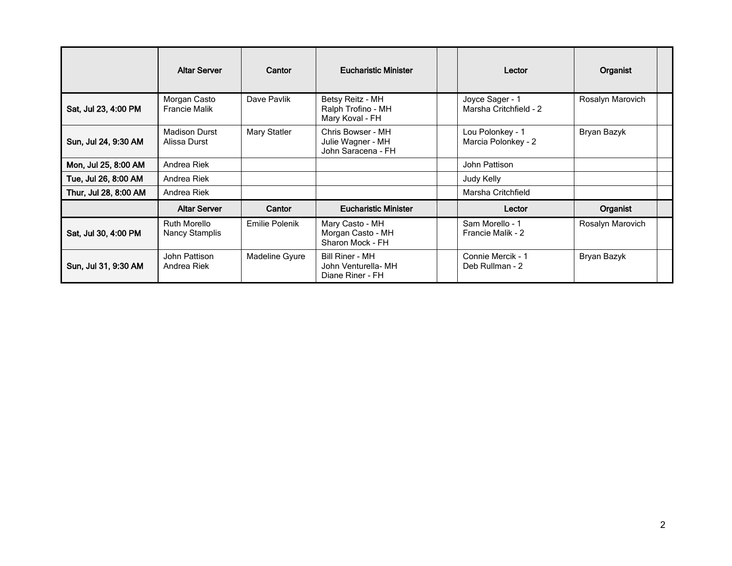| | Altar Server | Cantor | Eucharistic Minister | | Lector | Organist | |
|---|---|---|---|---|---|---|---|
| Sat, Jul 23, 4:00 PM | Morgan Casto<br>Francie Malik | Dave Pavlik | Betsy Reitz - MH<br>Ralph Trofino - MH<br>Mary Koval - FH | | Joyce Sager - 1<br>Marsha Critchfield - 2 | Rosalyn Marovich | |
| Sun, Jul 24, 9:30 AM | Madison Durst<br>Alissa Durst | Mary Statler | Chris Bowser - MH<br>Julie Wagner - MH<br>John Saracena - FH | | Lou Polonkey - 1<br>Marcia Polonkey - 2 | Bryan Bazyk | |
| Mon, Jul 25, 8:00 AM | Andrea Riek | | | | John Pattison | | |
| Tue, Jul 26, 8:00 AM | Andrea Riek | | | | Judy Kelly | | |
| Thur, Jul 28, 8:00 AM | Andrea Riek | | | | Marsha Critchfield | | |
| | **Altar Server** | **Cantor** | **Eucharistic Minister** | | **Lector** | **Organist** | |
| Sat, Jul 30, 4:00 PM | Ruth Morello<br>Nancy Stamplis | Emilie Polenik | Mary Casto - MH<br>Morgan Casto - MH<br>Sharon Mock - FH | | Sam Morello - 1<br>Francie Malik - 2 | Rosalyn Marovich | |
| Sun, Jul 31, 9:30 AM | John Pattison<br>Andrea Riek | Madeline Gyure | Bill Riner - MH<br>John Venturella- MH<br>Diane Riner - FH | | Connie Mercik - 1<br>Deb Rullman - 2 | Bryan Bazyk | |